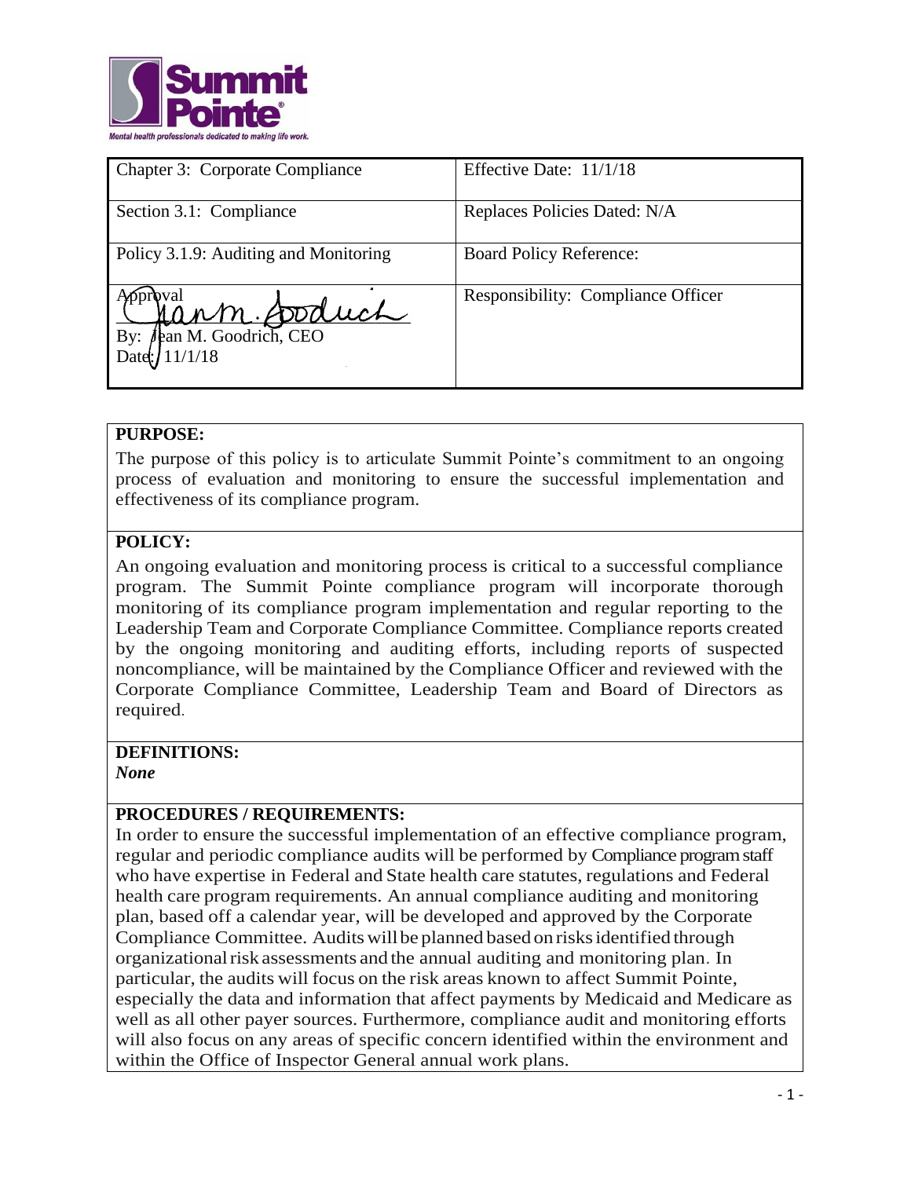| Chapter 3: Corporate Compliance | Effective Date: 11/1/18 |
|---|---|
| Section 3.1: Compliance | Replaces Policies Dated: N/A |
| Policy 3.1.9: Auditing and Monitoring | Board Policy Reference: |
| Approval<br>By: Jean M. Goodrich, CEO<br>Date: 11/1/18 | Responsibility: Compliance Officer |

**PURPOSE:**

The purpose of this policy is to articulate Summit Pointe's commitment to an ongoing process of evaluation and monitoring to ensure the successful implementation and effectiveness of its compliance program.

**POLICY:**

An ongoing evaluation and monitoring process is critical to a successful compliance program. The Summit Pointe compliance program will incorporate thorough monitoring of its compliance program implementation and regular reporting to the Leadership Team and Corporate Compliance Committee. Compliance reports created by the ongoing monitoring and auditing efforts, including reports of suspected noncompliance, will be maintained by the Compliance Officer and reviewed with the Corporate Compliance Committee, Leadership Team and Board of Directors as required.

**DEFINITIONS:**

***None***

**PROCEDURES / REQUIREMENTS:**

In order to ensure the successful implementation of an effective compliance program, regular and periodic compliance audits will be performed by Compliance program staff who have expertise in Federal and State health care statutes, regulations and Federal health care program requirements. An annual compliance auditing and monitoring plan, based off a calendar year, will be developed and approved by the Corporate Compliance Committee. Audits will be planned based on risks identified through organizational risk assessments and the annual auditing and monitoring plan. In particular, the audits will focus on the risk areas known to affect Summit Pointe, especially the data and information that affect payments by Medicaid and Medicare as well as all other payer sources. Furthermore, compliance audit and monitoring efforts will also focus on any areas of specific concern identified within the environment and within the Office of Inspector General annual work plans.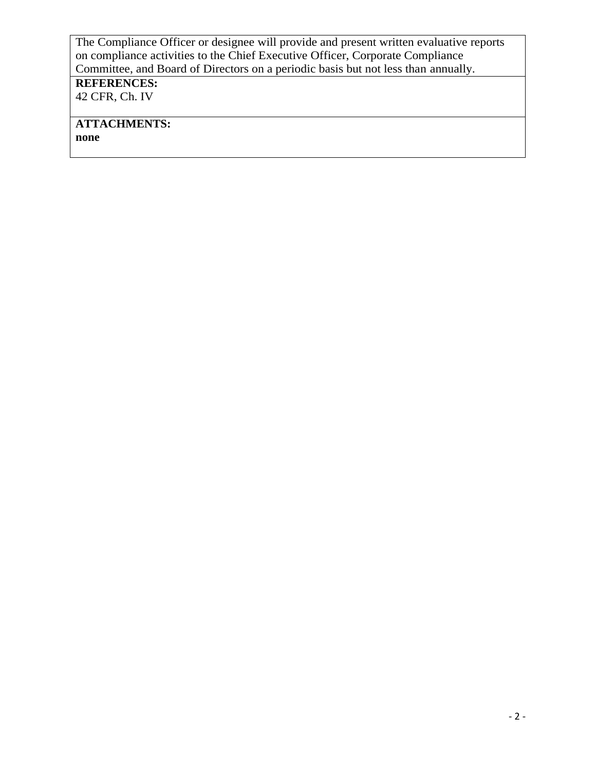The Compliance Officer or designee will provide and present written evaluative reports on compliance activities to the Chief Executive Officer, Corporate Compliance Committee, and Board of Directors on a periodic basis but not less than annually.

**REFERENCES:**

42 CFR, Ch. IV

**ATTACHMENTS:**

**none**